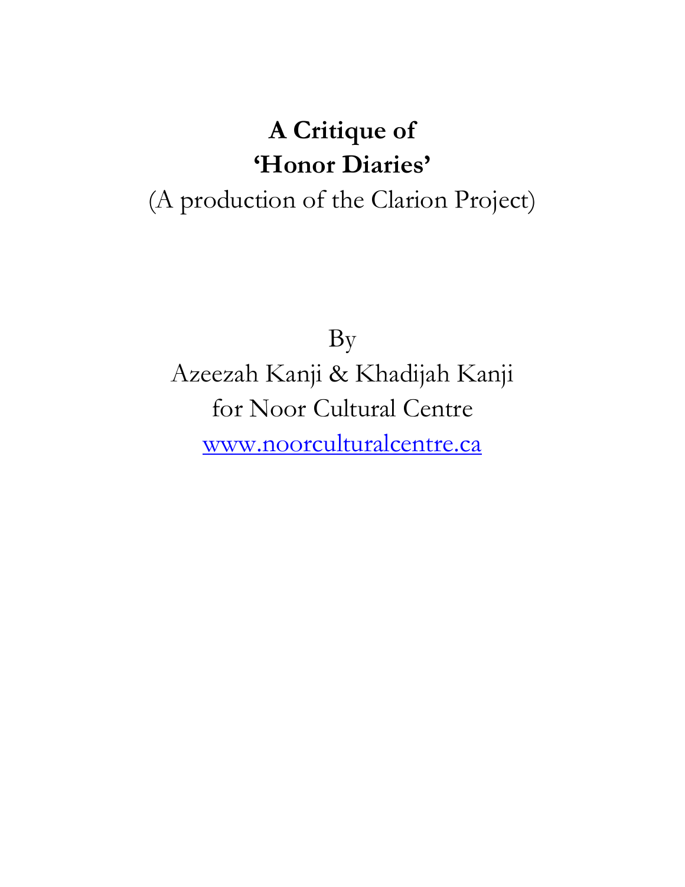# A Critique of 'Honor Diaries'

(A production of the Clarion Project)

By

Azeezah Kanji & Khadijah Kanji

for Noor Cultural Centre

[www.noorculturalcentre.ca](http://www.noorculturalcentre.ca)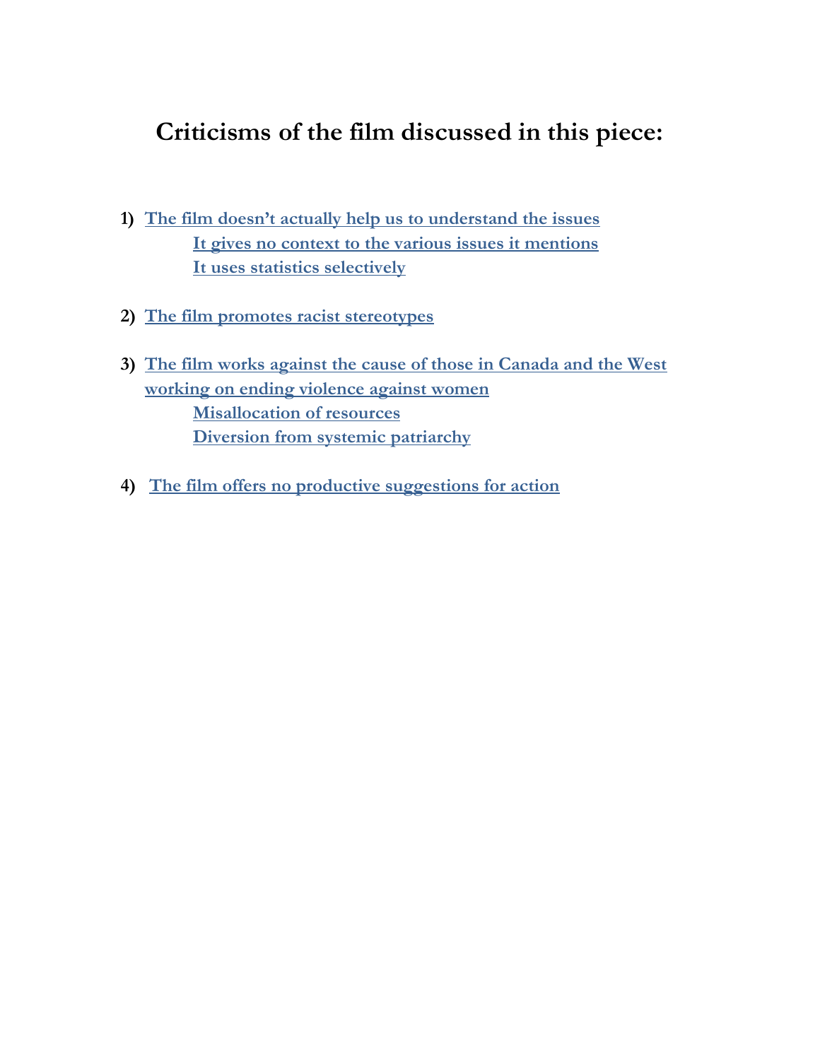## Criticisms of the film discussed in this piece:

1) **The film doesn't actually help us to understand the issues**
   - **It gives no context to the various issues it mentions**
   - **It uses statistics selectively**

2) **The film promotes racist stereotypes**

3) **The film works against the cause of those in Canada and the West working on ending violence against women**
   - **Misallocation of resources**
   - **Diversion from systemic patriarchy**

4) **The film offers no productive suggestions for action**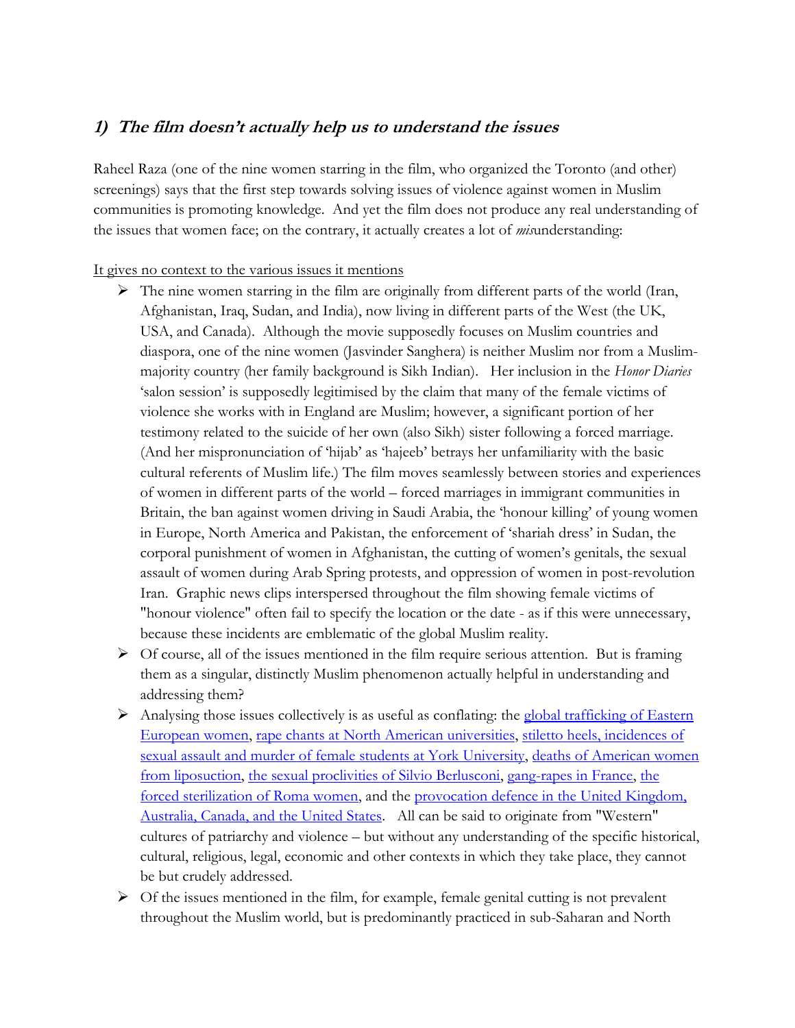## *1) The film doesn't actually help us to understand the issues*

Raheel Raza (one of the nine women starring in the film, who organized the Toronto (and other) screenings) says that the first step towards solving issues of violence against women in Muslim communities is promoting knowledge. And yet the film does not produce any real understanding of the issues that women face; on the contrary, it actually creates a lot of *mis*understanding:

<u>It gives no context to the various issues it mentions</u>

- The nine women starring in the film are originally from different parts of the world (Iran, Afghanistan, Iraq, Sudan, and India), now living in different parts of the West (the UK, USA, and Canada). Although the movie supposedly focuses on Muslim countries and diaspora, one of the nine women (Jasvinder Sanghera) is neither Muslim nor from a Muslim-majority country (her family background is Sikh Indian). Her inclusion in the *Honor Diaries* 'salon session' is supposedly legitimised by the claim that many of the female victims of violence she works with in England are Muslim; however, a significant portion of her testimony related to the suicide of her own (also Sikh) sister following a forced marriage. (And her mispronunciation of 'hijab' as 'hajeeb' betrays her unfamiliarity with the basic cultural referents of Muslim life.) The film moves seamlessly between stories and experiences of women in different parts of the world – forced marriages in immigrant communities in Britain, the ban against women driving in Saudi Arabia, the 'honour killing' of young women in Europe, North America and Pakistan, the enforcement of 'shariah dress' in Sudan, the corporal punishment of women in Afghanistan, the cutting of women's genitals, the sexual assault of women during Arab Spring protests, and oppression of women in post-revolution Iran. Graphic news clips interspersed throughout the film showing female victims of "honour violence" often fail to specify the location or the date - as if this were unnecessary, because these incidents are emblematic of the global Muslim reality.
- Of course, all of the issues mentioned in the film require serious attention. But is framing them as a singular, distinctly Muslim phenomenon actually helpful in understanding and addressing them?
- Analysing those issues collectively is as useful as conflating: the global trafficking of Eastern European women, rape chants at North American universities, stiletto heels, incidences of sexual assault and murder of female students at York University, deaths of American women from liposuction, the sexual proclivities of Silvio Berlusconi, gang-rapes in France, the forced sterilization of Roma women, and the provocation defence in the United Kingdom, Australia, Canada, and the United States. All can be said to originate from "Western" cultures of patriarchy and violence – but without any understanding of the specific historical, cultural, religious, legal, economic and other contexts in which they take place, they cannot be but crudely addressed.
- Of the issues mentioned in the film, for example, female genital cutting is not prevalent throughout the Muslim world, but is predominantly practiced in sub-Saharan and North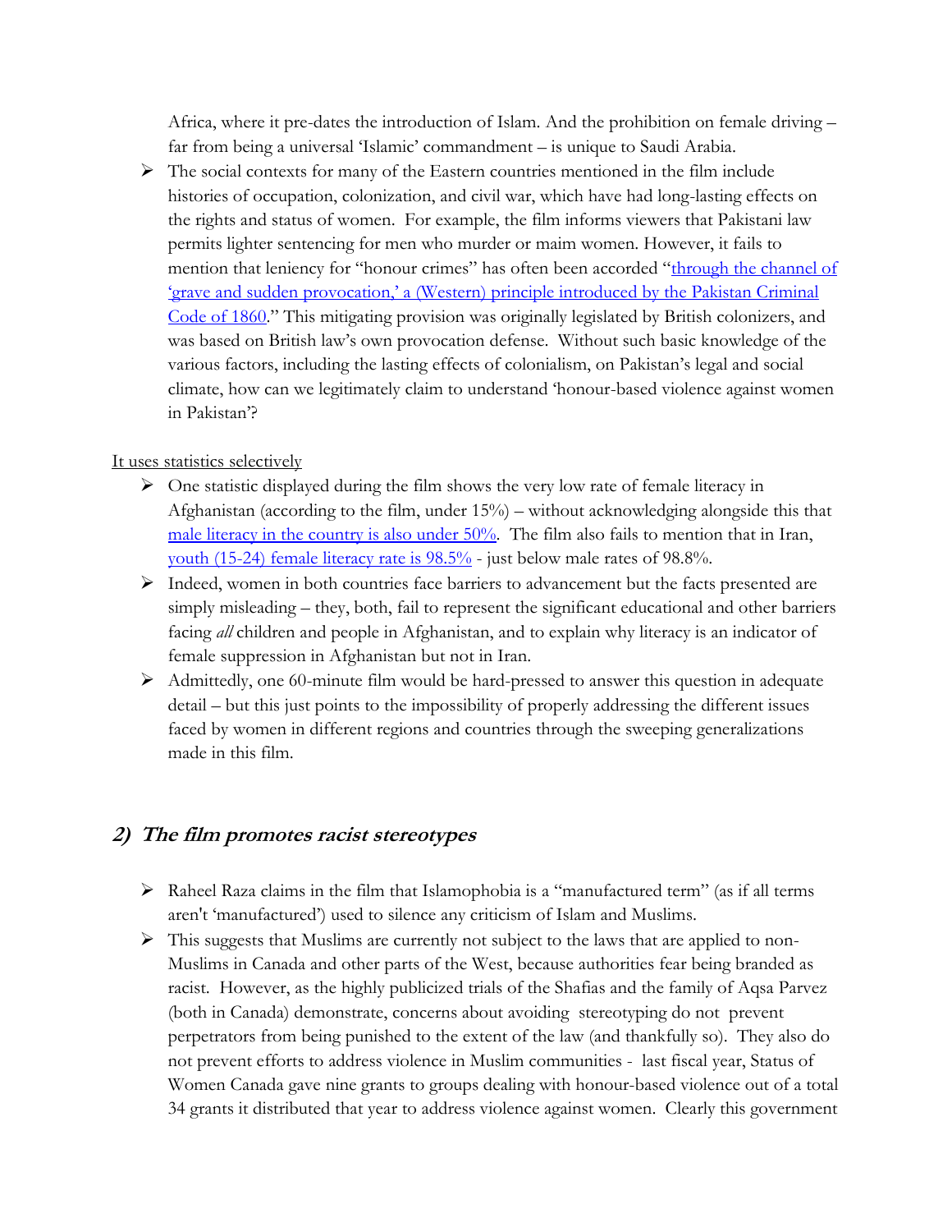Africa, where it pre-dates the introduction of Islam. And the prohibition on female driving – far from being a universal 'Islamic' commandment – is unique to Saudi Arabia.

- The social contexts for many of the Eastern countries mentioned in the film include histories of occupation, colonization, and civil war, which have had long-lasting effects on the rights and status of women. For example, the film informs viewers that Pakistani law permits lighter sentencing for men who murder or maim women. However, it fails to mention that leniency for "honour crimes" has often been accorded "through the channel of 'grave and sudden provocation,' a (Western) principle introduced by the Pakistan Criminal Code of 1860." This mitigating provision was originally legislated by British colonizers, and was based on British law's own provocation defense. Without such basic knowledge of the various factors, including the lasting effects of colonialism, on Pakistan's legal and social climate, how can we legitimately claim to understand 'honour-based violence against women in Pakistan'?

<u>It uses statistics selectively</u>

- One statistic displayed during the film shows the very low rate of female literacy in Afghanistan (according to the film, under 15%) – without acknowledging alongside this that male literacy in the country is also under 50%. The film also fails to mention that in Iran, youth (15-24) female literacy rate is 98.5% - just below male rates of 98.8%.
- Indeed, women in both countries face barriers to advancement but the facts presented are simply misleading – they, both, fail to represent the significant educational and other barriers facing *all* children and people in Afghanistan, and to explain why literacy is an indicator of female suppression in Afghanistan but not in Iran.
- Admittedly, one 60-minute film would be hard-pressed to answer this question in adequate detail – but this just points to the impossibility of properly addressing the different issues faced by women in different regions and countries through the sweeping generalizations made in this film.

## 2) The film promotes racist stereotypes

- Raheel Raza claims in the film that Islamophobia is a "manufactured term" (as if all terms aren't 'manufactured') used to silence any criticism of Islam and Muslims.
- This suggests that Muslims are currently not subject to the laws that are applied to non-Muslims in Canada and other parts of the West, because authorities fear being branded as racist. However, as the highly publicized trials of the Shafias and the family of Aqsa Parvez (both in Canada) demonstrate, concerns about avoiding stereotyping do not prevent perpetrators from being punished to the extent of the law (and thankfully so). They also do not prevent efforts to address violence in Muslim communities - last fiscal year, Status of Women Canada gave nine grants to groups dealing with honour-based violence out of a total 34 grants it distributed that year to address violence against women. Clearly this government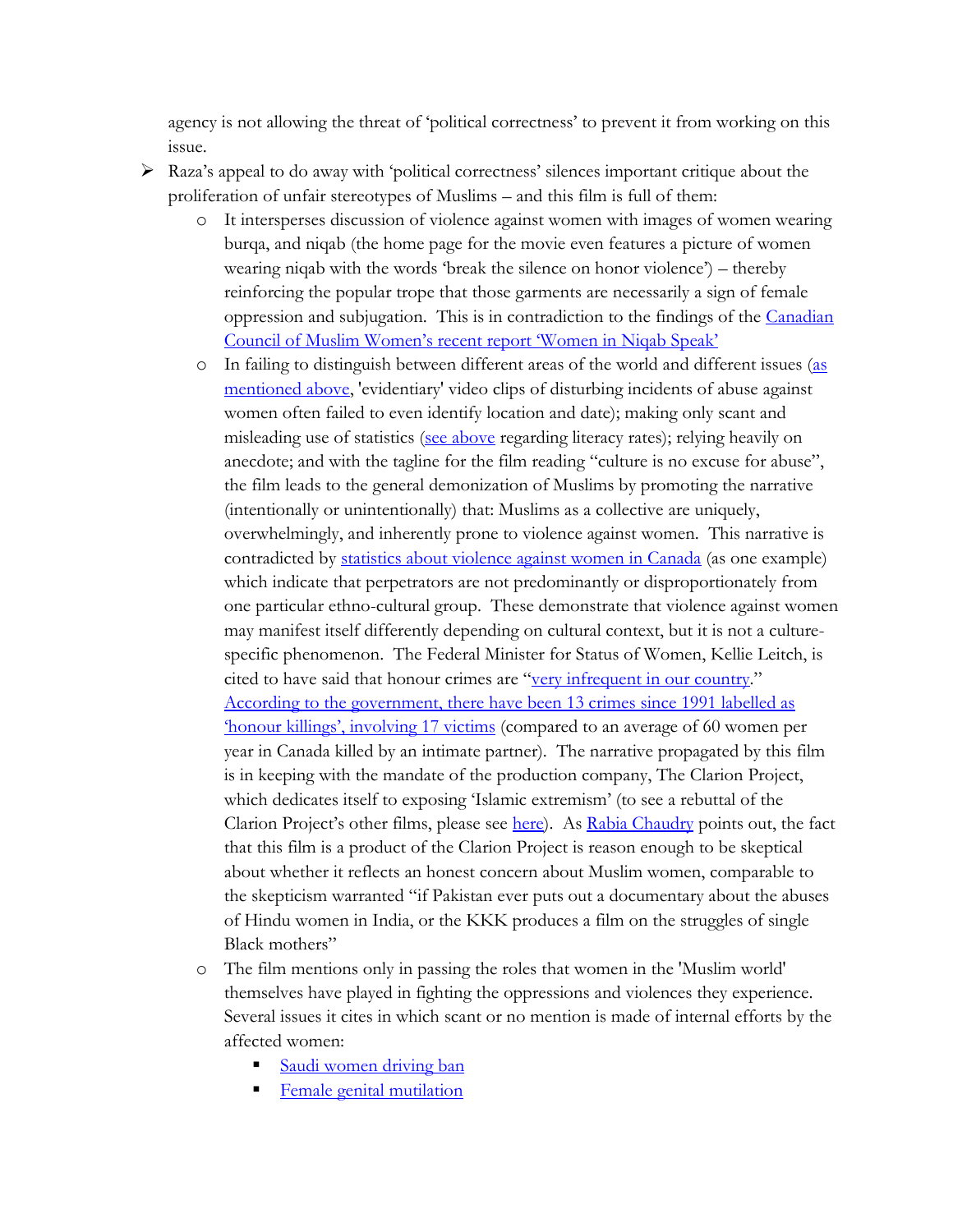agency is not allowing the threat of 'political correctness' to prevent it from working on this issue.

- Raza's appeal to do away with 'political correctness' silences important critique about the proliferation of unfair stereotypes of Muslims – and this film is full of them:
  - It intersperses discussion of violence against women with images of women wearing burqa, and niqab (the home page for the movie even features a picture of women wearing niqab with the words 'break the silence on honor violence') – thereby reinforcing the popular trope that those garments are necessarily a sign of female oppression and subjugation. This is in contradiction to the findings of the Canadian Council of Muslim Women's recent report 'Women in Niqab Speak'
  - In failing to distinguish between different areas of the world and different issues (as mentioned above, 'evidentiary' video clips of disturbing incidents of abuse against women often failed to even identify location and date); making only scant and misleading use of statistics (see above regarding literacy rates); relying heavily on anecdote; and with the tagline for the film reading "culture is no excuse for abuse", the film leads to the general demonization of Muslims by promoting the narrative (intentionally or unintentionally) that: Muslims as a collective are uniquely, overwhelmingly, and inherently prone to violence against women. This narrative is contradicted by statistics about violence against women in Canada (as one example) which indicate that perpetrators are not predominantly or disproportionately from one particular ethno-cultural group. These demonstrate that violence against women may manifest itself differently depending on cultural context, but it is not a culture-specific phenomenon. The Federal Minister for Status of Women, Kellie Leitch, is cited to have said that honour crimes are "very infrequent in our country." According to the government, there have been 13 crimes since 1991 labelled as 'honour killings', involving 17 victims (compared to an average of 60 women per year in Canada killed by an intimate partner). The narrative propagated by this film is in keeping with the mandate of the production company, The Clarion Project, which dedicates itself to exposing 'Islamic extremism' (to see a rebuttal of the Clarion Project's other films, please see here). As Rabia Chaudry points out, the fact that this film is a product of the Clarion Project is reason enough to be skeptical about whether it reflects an honest concern about Muslim women, comparable to the skepticism warranted "if Pakistan ever puts out a documentary about the abuses of Hindu women in India, or the KKK produces a film on the struggles of single Black mothers"
  - The film mentions only in passing the roles that women in the 'Muslim world' themselves have played in fighting the oppressions and violences they experience. Several issues it cites in which scant or no mention is made of internal efforts by the affected women:
    - Saudi women driving ban
    - Female genital mutilation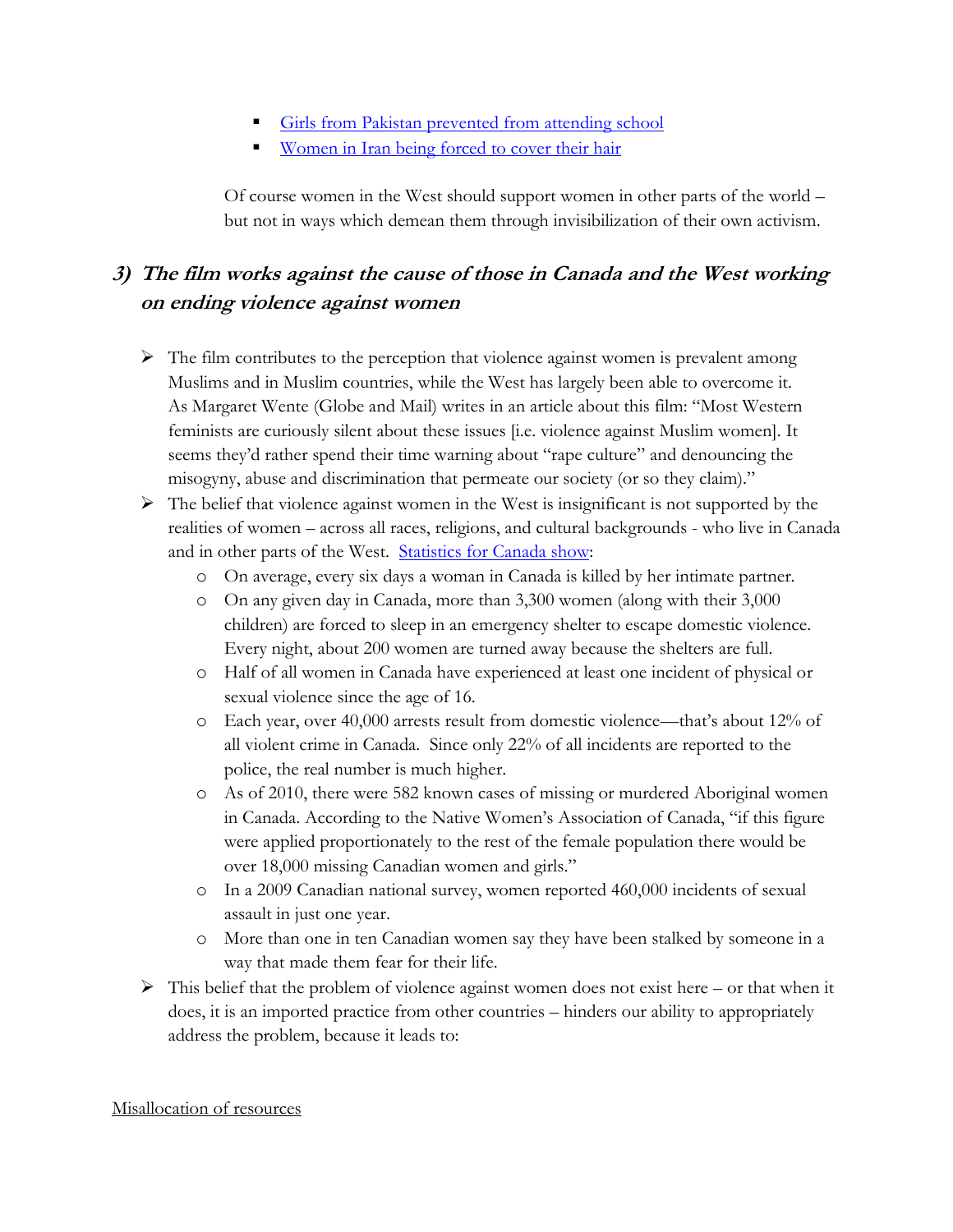- Girls from Pakistan prevented from attending school
- Women in Iran being forced to cover their hair

Of course women in the West should support women in other parts of the world – but not in ways which demean them through invisibilization of their own activism.

## *3) The film works against the cause of those in Canada and the West working on ending violence against women*

- The film contributes to the perception that violence against women is prevalent among Muslims and in Muslim countries, while the West has largely been able to overcome it. As Margaret Wente (Globe and Mail) writes in an article about this film: "Most Western feminists are curiously silent about these issues [i.e. violence against Muslim women]. It seems they'd rather spend their time warning about "rape culture" and denouncing the misogyny, abuse and discrimination that permeate our society (or so they claim)."
- The belief that violence against women in the West is insignificant is not supported by the realities of women – across all races, religions, and cultural backgrounds - who live in Canada and in other parts of the West. Statistics for Canada show:
  - On average, every six days a woman in Canada is killed by her intimate partner.
  - On any given day in Canada, more than 3,300 women (along with their 3,000 children) are forced to sleep in an emergency shelter to escape domestic violence. Every night, about 200 women are turned away because the shelters are full.
  - Half of all women in Canada have experienced at least one incident of physical or sexual violence since the age of 16.
  - Each year, over 40,000 arrests result from domestic violence—that's about 12% of all violent crime in Canada. Since only 22% of all incidents are reported to the police, the real number is much higher.
  - As of 2010, there were 582 known cases of missing or murdered Aboriginal women in Canada. According to the Native Women's Association of Canada, "if this figure were applied proportionately to the rest of the female population there would be over 18,000 missing Canadian women and girls."
  - In a 2009 Canadian national survey, women reported 460,000 incidents of sexual assault in just one year.
  - More than one in ten Canadian women say they have been stalked by someone in a way that made them fear for their life.
- This belief that the problem of violence against women does not exist here – or that when it does, it is an imported practice from other countries – hinders our ability to appropriately address the problem, because it leads to:

Misallocation of resources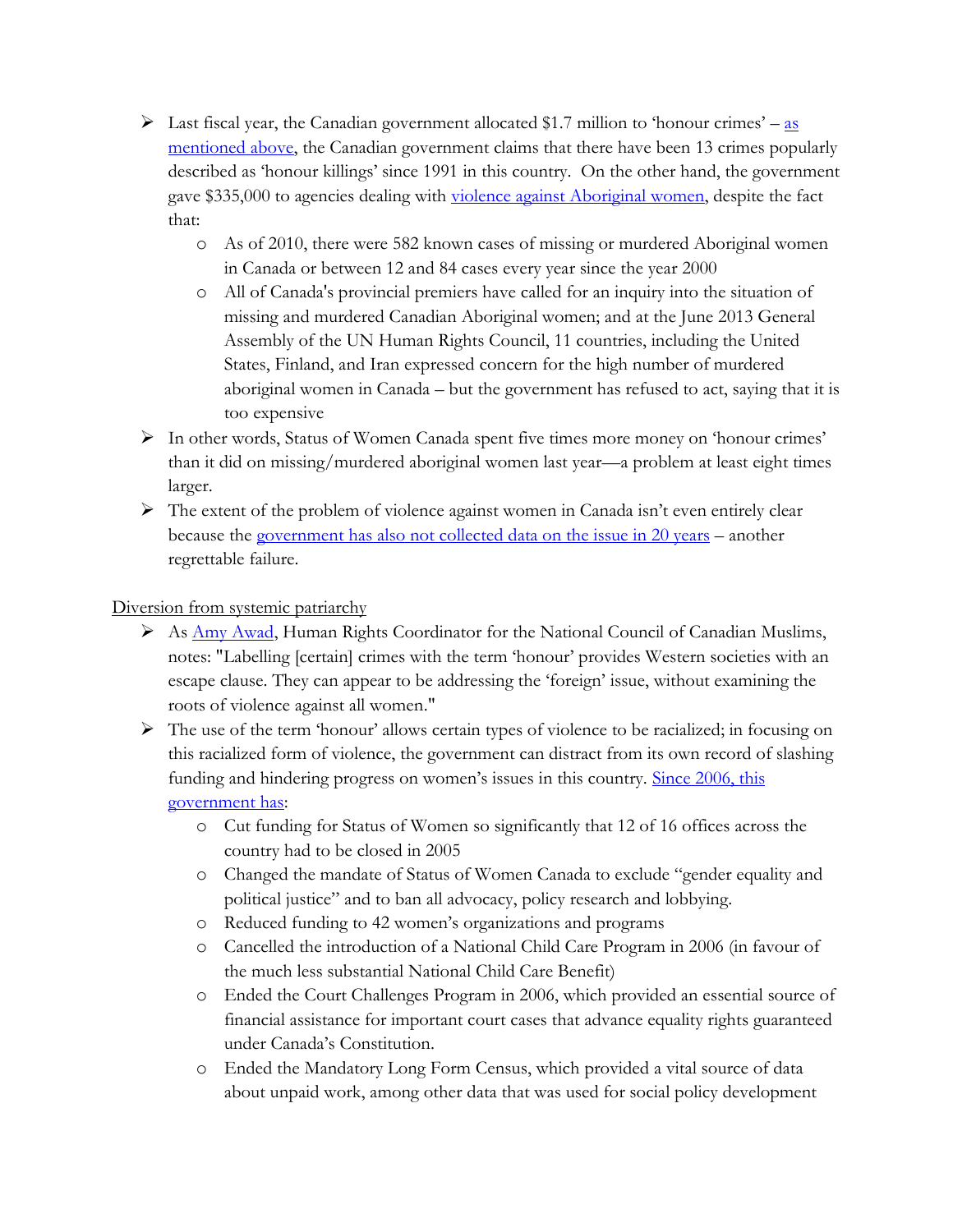- Last fiscal year, the Canadian government allocated $1.7 million to 'honour crimes' – [as mentioned above](), the Canadian government claims that there have been 13 crimes popularly described as 'honour killings' since 1991 in this country. On the other hand, the government gave $335,000 to agencies dealing with [violence against Aboriginal women](), despite the fact that:
  - As of 2010, there were 582 known cases of missing or murdered Aboriginal women in Canada or between 12 and 84 cases every year since the year 2000
  - All of Canada's provincial premiers have called for an inquiry into the situation of missing and murdered Canadian Aboriginal women; and at the June 2013 General Assembly of the UN Human Rights Council, 11 countries, including the United States, Finland, and Iran expressed concern for the high number of murdered aboriginal women in Canada – but the government has refused to act, saying that it is too expensive
- In other words, Status of Women Canada spent five times more money on 'honour crimes' than it did on missing/murdered aboriginal women last year—a problem at least eight times larger.
- The extent of the problem of violence against women in Canada isn't even entirely clear because the [government has also not collected data on the issue in 20 years]() – another regrettable failure.

Diversion from systemic patriarchy

- As [Amy Awad](), Human Rights Coordinator for the National Council of Canadian Muslims, notes: "Labelling [certain] crimes with the term 'honour' provides Western societies with an escape clause. They can appear to be addressing the 'foreign' issue, without examining the roots of violence against all women."
- The use of the term 'honour' allows certain types of violence to be racialized; in focusing on this racialized form of violence, the government can distract from its own record of slashing funding and hindering progress on women's issues in this country. [Since 2006, this government has]():
  - Cut funding for Status of Women so significantly that 12 of 16 offices across the country had to be closed in 2005
  - Changed the mandate of Status of Women Canada to exclude "gender equality and political justice" and to ban all advocacy, policy research and lobbying.
  - Reduced funding to 42 women's organizations and programs
  - Cancelled the introduction of a National Child Care Program in 2006 (in favour of the much less substantial National Child Care Benefit)
  - Ended the Court Challenges Program in 2006, which provided an essential source of financial assistance for important court cases that advance equality rights guaranteed under Canada's Constitution.
  - Ended the Mandatory Long Form Census, which provided a vital source of data about unpaid work, among other data that was used for social policy development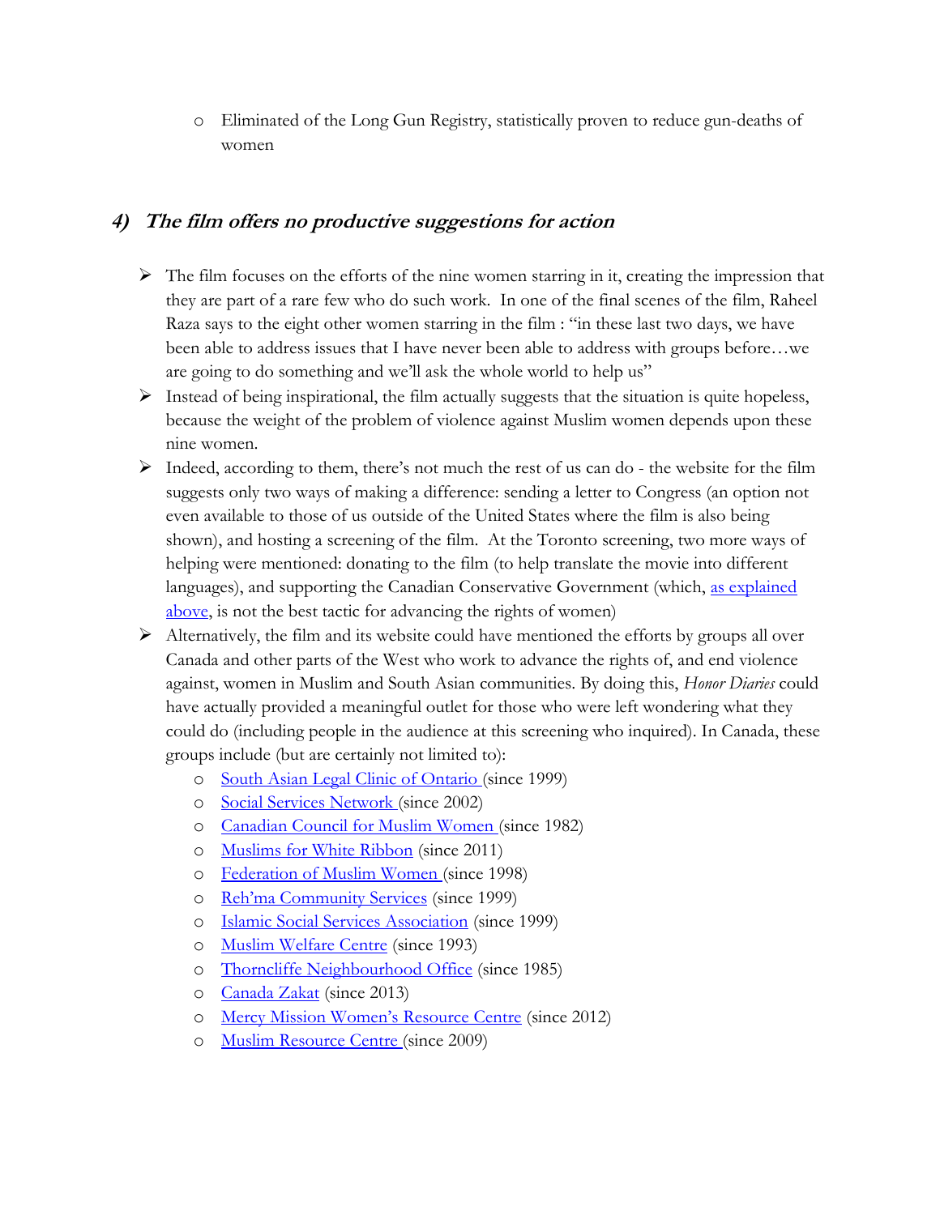- Eliminated of the Long Gun Registry, statistically proven to reduce gun-deaths of women

## 4) *The film offers no productive suggestions for action*

- The film focuses on the efforts of the nine women starring in it, creating the impression that they are part of a rare few who do such work. In one of the final scenes of the film, Raheel Raza says to the eight other women starring in the film : "in these last two days, we have been able to address issues that I have never been able to address with groups before…we are going to do something and we'll ask the whole world to help us"
- Instead of being inspirational, the film actually suggests that the situation is quite hopeless, because the weight of the problem of violence against Muslim women depends upon these nine women.
- Indeed, according to them, there's not much the rest of us can do - the website for the film suggests only two ways of making a difference: sending a letter to Congress (an option not even available to those of us outside of the United States where the film is also being shown), and hosting a screening of the film. At the Toronto screening, two more ways of helping were mentioned: donating to the film (to help translate the movie into different languages), and supporting the Canadian Conservative Government (which, as explained above, is not the best tactic for advancing the rights of women)
- Alternatively, the film and its website could have mentioned the efforts by groups all over Canada and other parts of the West who work to advance the rights of, and end violence against, women in Muslim and South Asian communities. By doing this, *Honor Diaries* could have actually provided a meaningful outlet for those who were left wondering what they could do (including people in the audience at this screening who inquired). In Canada, these groups include (but are certainly not limited to):
    - South Asian Legal Clinic of Ontario (since 1999)
    - Social Services Network (since 2002)
    - Canadian Council for Muslim Women (since 1982)
    - Muslims for White Ribbon (since 2011)
    - Federation of Muslim Women (since 1998)
    - Reh'ma Community Services (since 1999)
    - Islamic Social Services Association (since 1999)
    - Muslim Welfare Centre (since 1993)
    - Thorncliffe Neighbourhood Office (since 1985)
    - Canada Zakat (since 2013)
    - Mercy Mission Women's Resource Centre (since 2012)
    - Muslim Resource Centre (since 2009)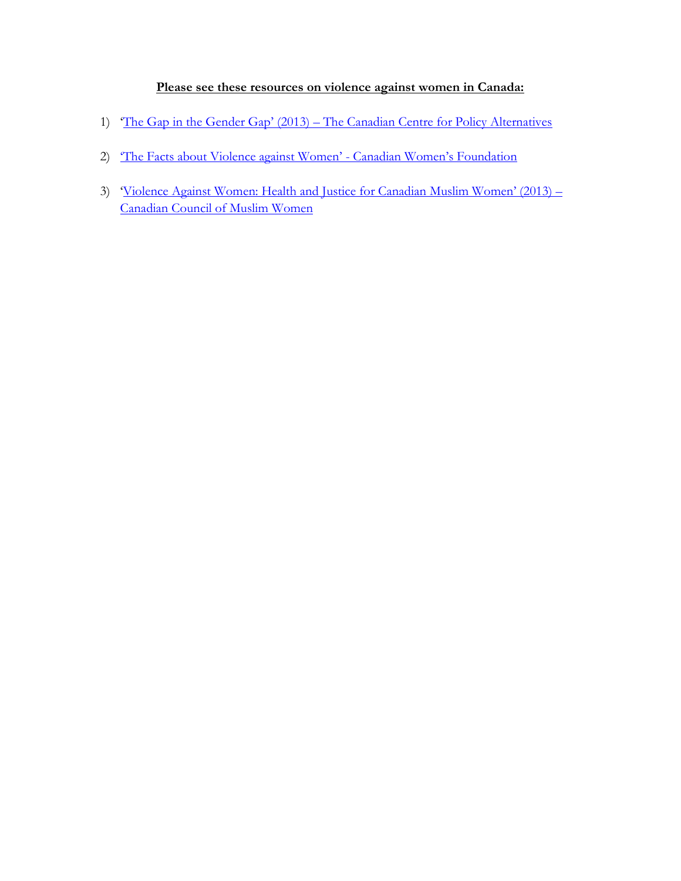**Please see these resources on violence against women in Canada:**

1) ‘The Gap in the Gender Gap’ (2013) – The Canadian Centre for Policy Alternatives

2) ‘The Facts about Violence against Women’ - Canadian Women’s Foundation

3) ‘Violence Against Women: Health and Justice for Canadian Muslim Women’ (2013) – Canadian Council of Muslim Women